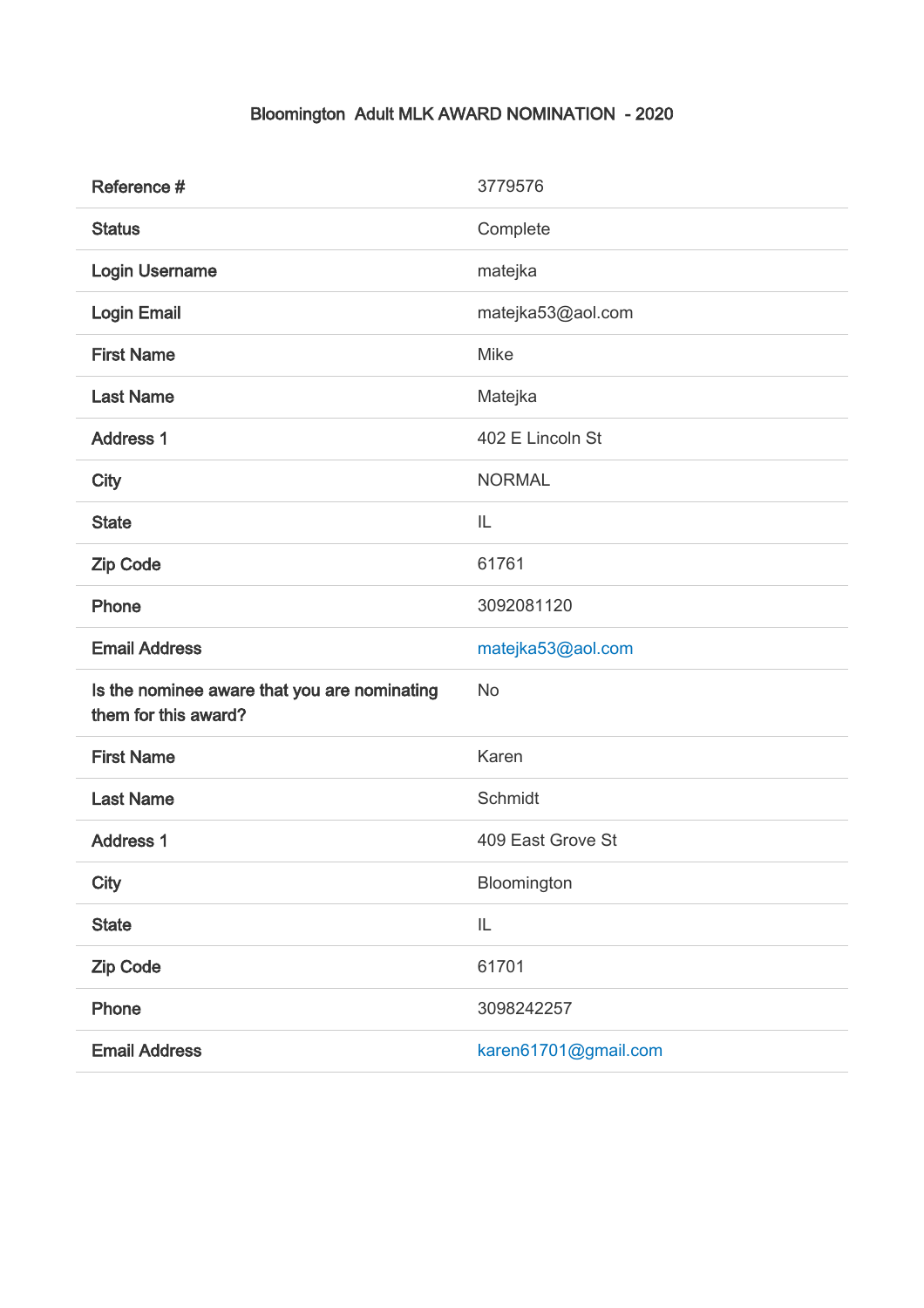# Bloomington Adult MLK AWARD NOMINATION - 2020

| | |
|---|---|
| Reference # | 3779576 |
| Status | Complete |
| Login Username | matejka |
| Login Email | matejka53@aol.com |
| First Name | Mike |
| Last Name | Matejka |
| Address 1 | 402 E Lincoln St |
| City | NORMAL |
| State | IL |
| Zip Code | 61761 |
| Phone | 3092081120 |
| Email Address | matejka53@aol.com |
| Is the nominee aware that you are nominating them for this award? | No |
| First Name | Karen |
| Last Name | Schmidt |
| Address 1 | 409 East Grove St |
| City | Bloomington |
| State | IL |
| Zip Code | 61701 |
| Phone | 3098242257 |
| Email Address | karen61701@gmail.com |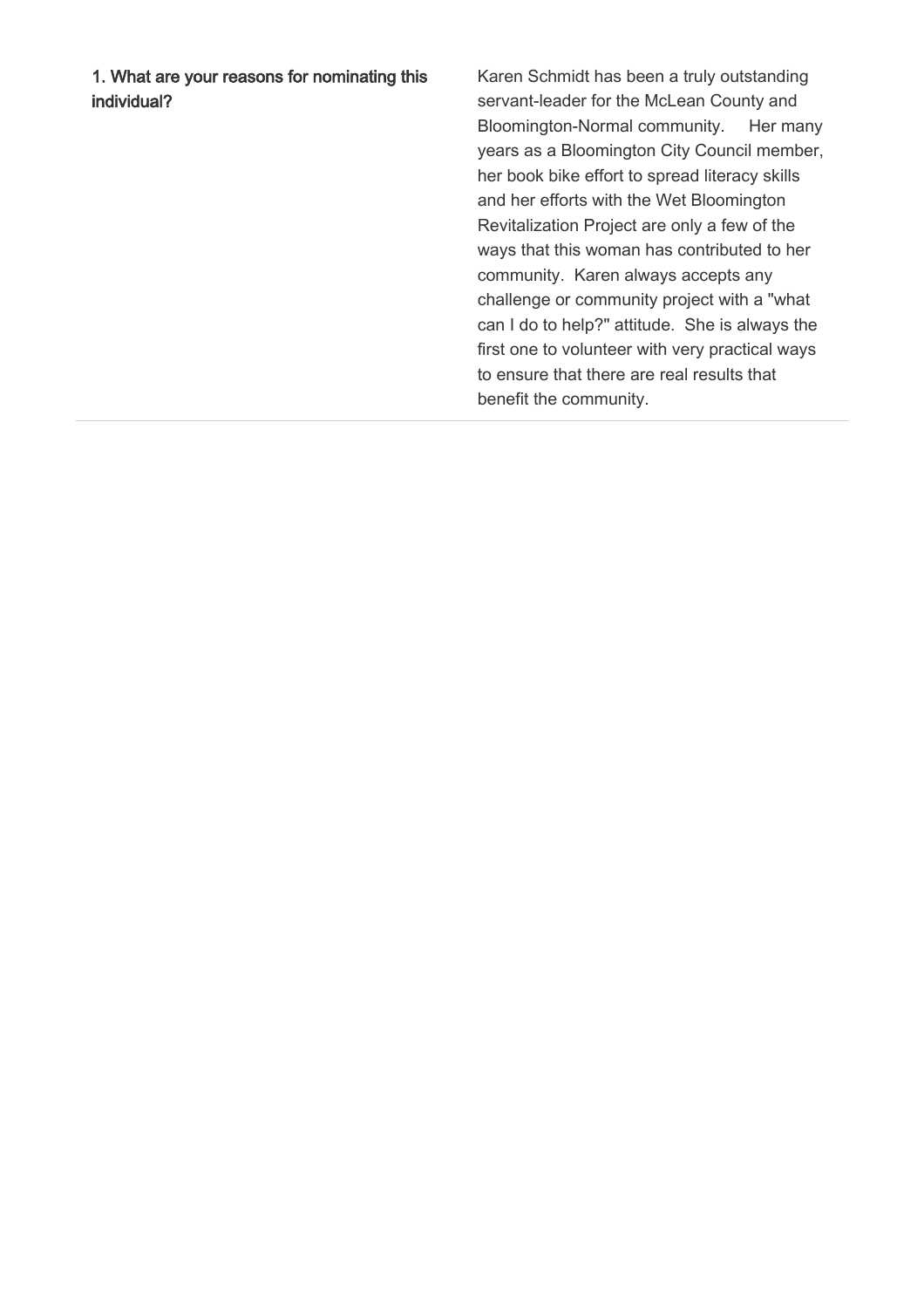| 1. What are your reasons for nominating this individual? | Karen Schmidt has been a truly outstanding servant-leader for the McLean County and Bloomington-Normal community. Her many years as a Bloomington City Council member, her book bike effort to spread literacy skills and her efforts with the Wet Bloomington Revitalization Project are only a few of the ways that this woman has contributed to her community. Karen always accepts any challenge or community project with a "what can I do to help?" attitude. She is always the first one to volunteer with very practical ways to ensure that there are real results that benefit the community. |
|---|---|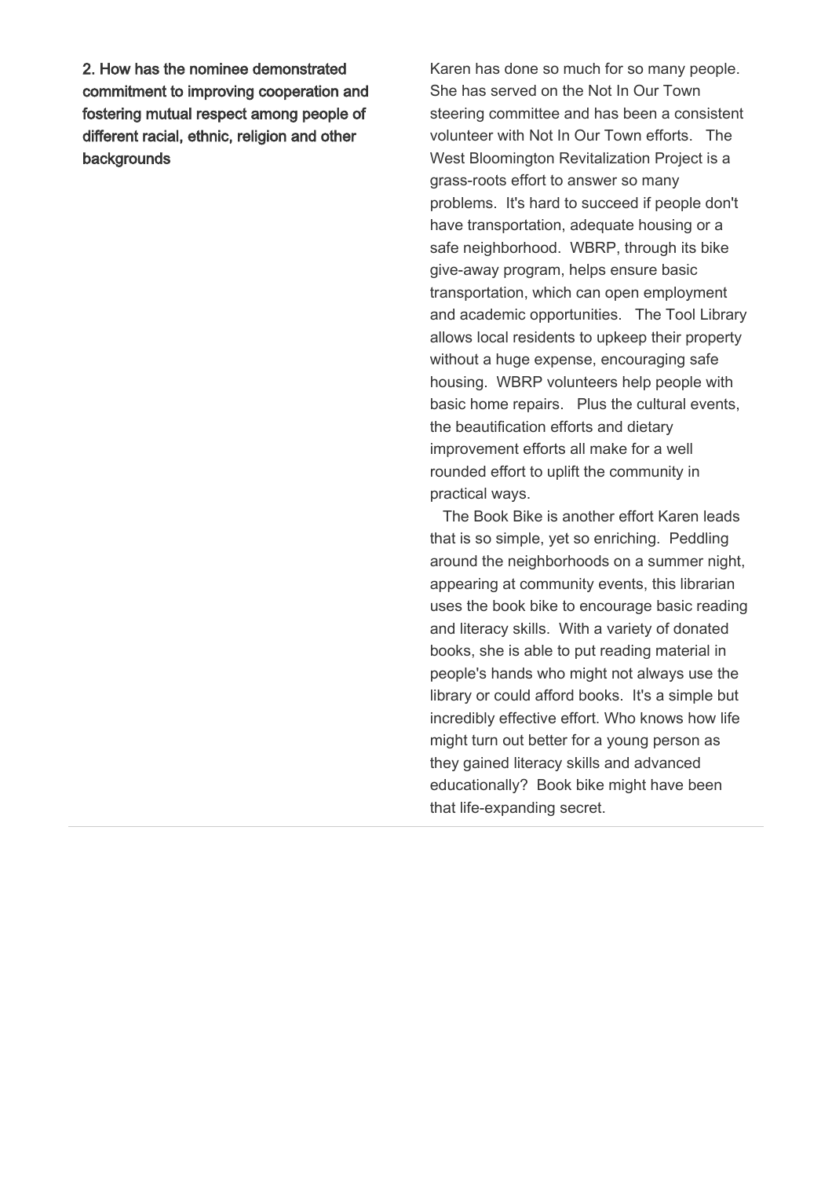**2. How has the nominee demonstrated commitment to improving cooperation and fostering mutual respect among people of different racial, ethnic, religion and other backgrounds**

Karen has done so much for so many people. She has served on the Not In Our Town steering committee and has been a consistent volunteer with Not In Our Town efforts. The West Bloomington Revitalization Project is a grass-roots effort to answer so many problems. It's hard to succeed if people don't have transportation, adequate housing or a safe neighborhood. WBRP, through its bike give-away program, helps ensure basic transportation, which can open employment and academic opportunities. The Tool Library allows local residents to upkeep their property without a huge expense, encouraging safe housing. WBRP volunteers help people with basic home repairs. Plus the cultural events, the beautification efforts and dietary improvement efforts all make for a well rounded effort to uplift the community in practical ways.

The Book Bike is another effort Karen leads that is so simple, yet so enriching. Peddling around the neighborhoods on a summer night, appearing at community events, this librarian uses the book bike to encourage basic reading and literacy skills. With a variety of donated books, she is able to put reading material in people's hands who might not always use the library or could afford books. It's a simple but incredibly effective effort. Who knows how life might turn out better for a young person as they gained literacy skills and advanced educationally? Book bike might have been that life-expanding secret.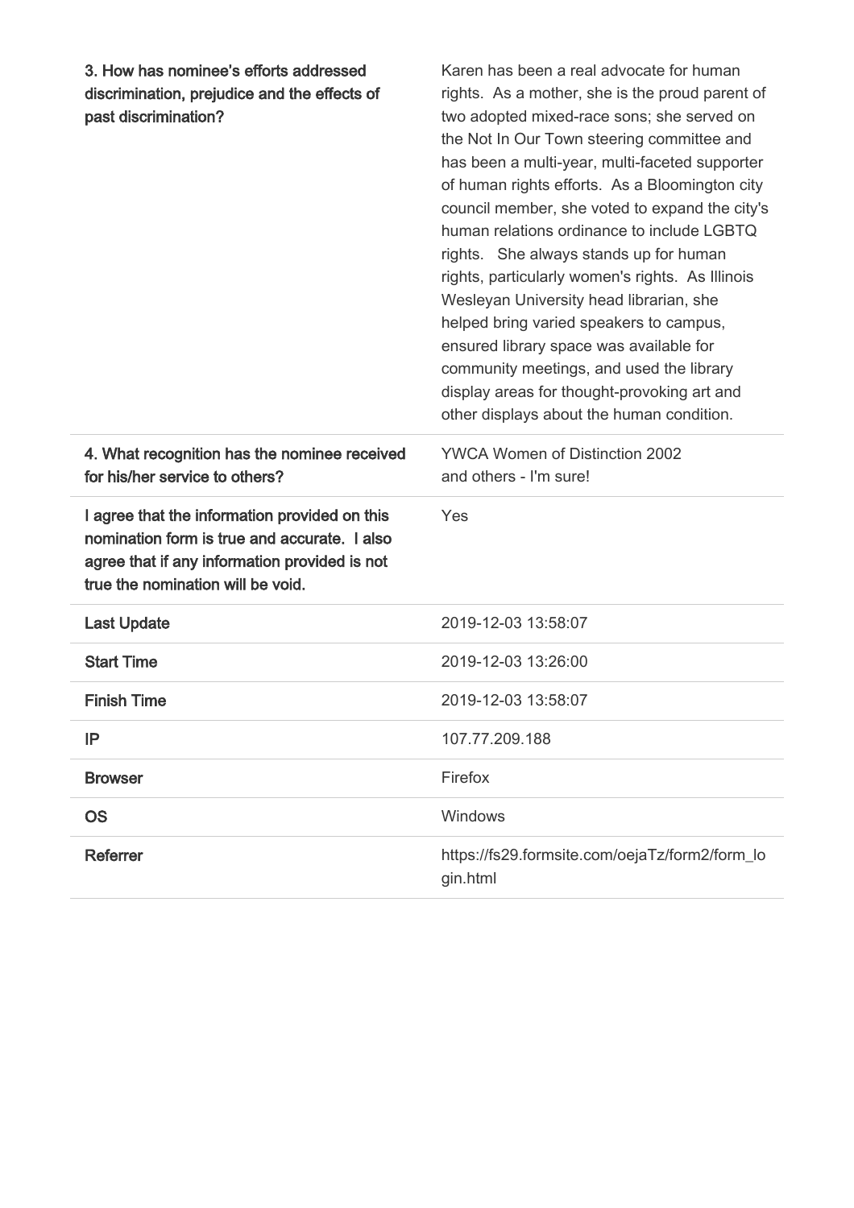| | |
|---|---|
| **3. How has nominee's efforts addressed discrimination, prejudice and the effects of past discrimination?** | Karen has been a real advocate for human rights. As a mother, she is the proud parent of two adopted mixed-race sons; she served on the Not In Our Town steering committee and has been a multi-year, multi-faceted supporter of human rights efforts. As a Bloomington city council member, she voted to expand the city's human relations ordinance to include LGBTQ rights. She always stands up for human rights, particularly women's rights. As Illinois Wesleyan University head librarian, she helped bring varied speakers to campus, ensured library space was available for community meetings, and used the library display areas for thought-provoking art and other displays about the human condition. |
| **4. What recognition has the nominee received for his/her service to others?** | YWCA Women of Distinction 2002<br>and others - I'm sure! |
| **I agree that the information provided on this nomination form is true and accurate. I also agree that if any information provided is not true the nomination will be void.** | Yes |
| **Last Update** | 2019-12-03 13:58:07 |
| **Start Time** | 2019-12-03 13:26:00 |
| **Finish Time** | 2019-12-03 13:58:07 |
| **IP** | 107.77.209.188 |
| **Browser** | Firefox |
| **OS** | Windows |
| **Referrer** | https://fs29.formsite.com/oejaTz/form2/form_login.html |